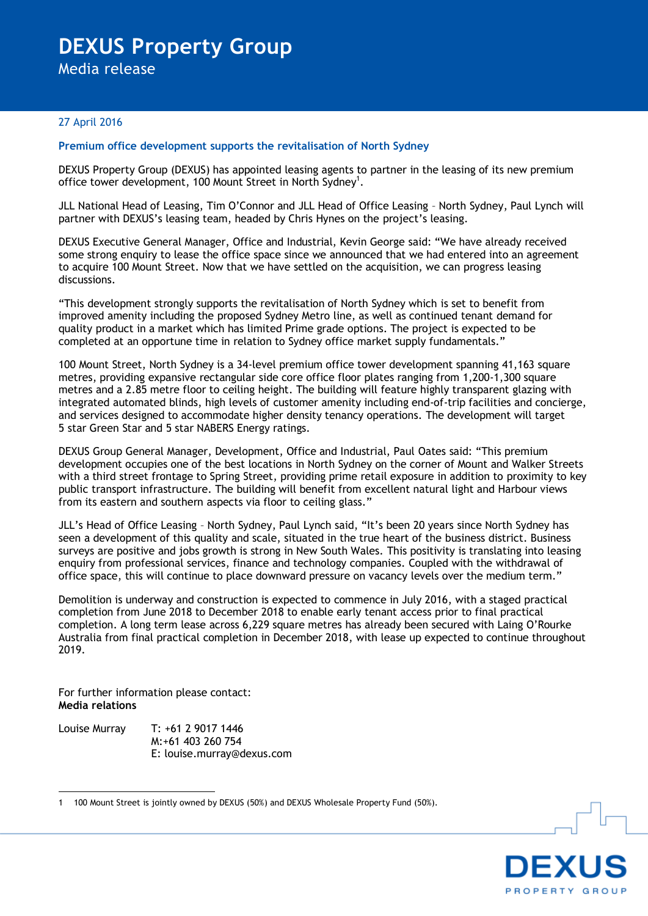# DEXUS Property Group

Media release

27 April 2016

## Premium office development supports the revitalisation of North Sydney

DEXUS Property Group (DEXUS) has appointed leasing agents to partner in the leasing of its new premium office tower development, 100 Mount Street in North Sydney[1].

JLL National Head of Leasing, Tim O'Connor and JLL Head of Office Leasing – North Sydney, Paul Lynch will partner with DEXUS's leasing team, headed by Chris Hynes on the project's leasing.

DEXUS Executive General Manager, Office and Industrial, Kevin George said: "We have already received some strong enquiry to lease the office space since we announced that we had entered into an agreement to acquire 100 Mount Street. Now that we have settled on the acquisition, we can progress leasing discussions.

"This development strongly supports the revitalisation of North Sydney which is set to benefit from improved amenity including the proposed Sydney Metro line, as well as continued tenant demand for quality product in a market which has limited Prime grade options. The project is expected to be completed at an opportune time in relation to Sydney office market supply fundamentals."

100 Mount Street, North Sydney is a 34-level premium office tower development spanning 41,163 square metres, providing expansive rectangular side core office floor plates ranging from 1,200-1,300 square metres and a 2.85 metre floor to ceiling height. The building will feature highly transparent glazing with integrated automated blinds, high levels of customer amenity including end-of-trip facilities and concierge, and services designed to accommodate higher density tenancy operations. The development will target 5 star Green Star and 5 star NABERS Energy ratings.

DEXUS Group General Manager, Development, Office and Industrial, Paul Oates said: "This premium development occupies one of the best locations in North Sydney on the corner of Mount and Walker Streets with a third street frontage to Spring Street, providing prime retail exposure in addition to proximity to key public transport infrastructure. The building will benefit from excellent natural light and Harbour views from its eastern and southern aspects via floor to ceiling glass."

JLL's Head of Office Leasing – North Sydney, Paul Lynch said, "It's been 20 years since North Sydney has seen a development of this quality and scale, situated in the true heart of the business district. Business surveys are positive and jobs growth is strong in New South Wales. This positivity is translating into leasing enquiry from professional services, finance and technology companies. Coupled with the withdrawal of office space, this will continue to place downward pressure on vacancy levels over the medium term."

Demolition is underway and construction is expected to commence in July 2016, with a staged practical completion from June 2018 to December 2018 to enable early tenant access prior to final practical completion. A long term lease across 6,229 square metres has already been secured with Laing O'Rourke Australia from final practical completion in December 2018, with lease up expected to continue throughout 2019.

For further information please contact:
**Media relations**

Louise Murray
T: +61 2 9017 1446
M:+61 403 260 754
E: louise.murray@dexus.com

---

1 100 Mount Street is jointly owned by DEXUS (50%) and DEXUS Wholesale Property Fund (50%).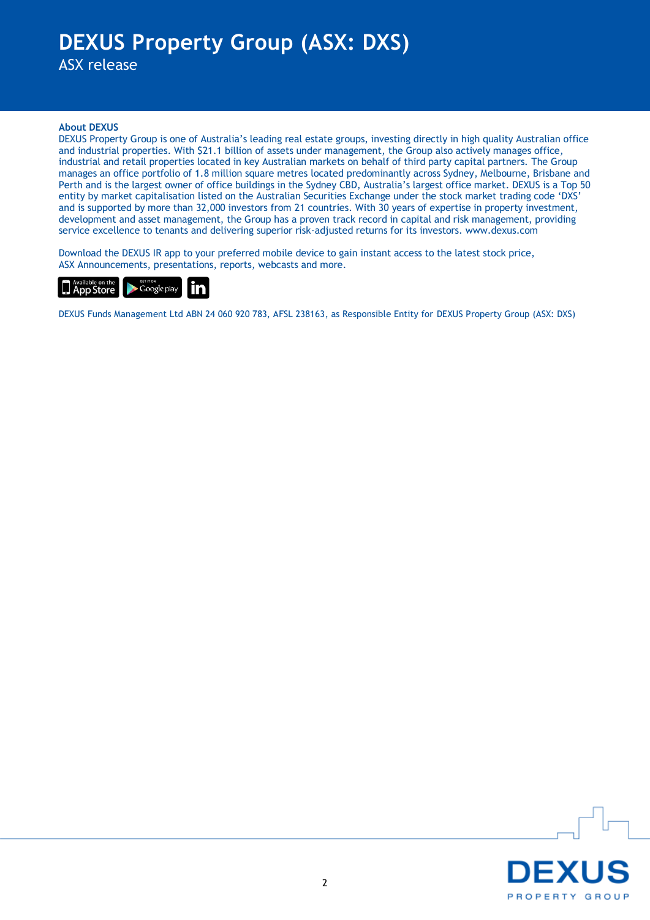**About DEXUS**

DEXUS Property Group is one of Australia's leading real estate groups, investing directly in high quality Australian office and industrial properties. With $21.1 billion of assets under management, the Group also actively manages office, industrial and retail properties located in key Australian markets on behalf of third party capital partners. The Group manages an office portfolio of 1.8 million square metres located predominantly across Sydney, Melbourne, Brisbane and Perth and is the largest owner of office buildings in the Sydney CBD, Australia's largest office market. DEXUS is a Top 50 entity by market capitalisation listed on the Australian Securities Exchange under the stock market trading code 'DXS' and is supported by more than 32,000 investors from 21 countries. With 30 years of expertise in property investment, development and asset management, the Group has a proven track record in capital and risk management, providing service excellence to tenants and delivering superior risk-adjusted returns for its investors. www.dexus.com

Download the DEXUS IR app to your preferred mobile device to gain instant access to the latest stock price, ASX Announcements, presentations, reports, webcasts and more.

DEXUS Funds Management Ltd ABN 24 060 920 783, AFSL 238163, as Responsible Entity for DEXUS Property Group (ASX: DXS)